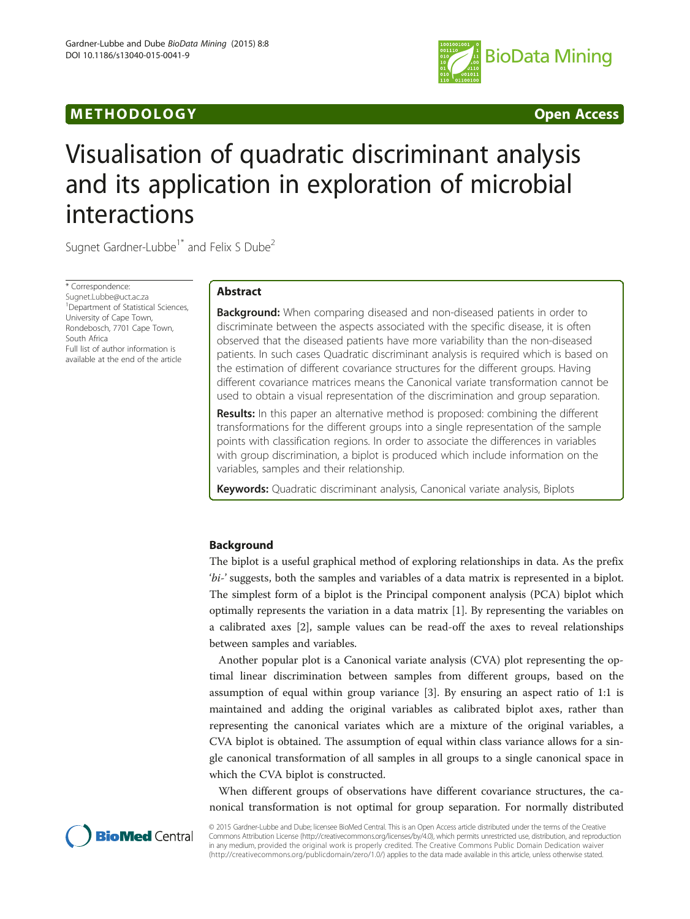**METHODOLOGY** **Open Access**

# Visualisation of quadratic discriminant analysis and its application in exploration of microbial interactions

Sugnet Gardner-Lubbe[1*] and Felix S Dube[2]

\* Correspondence: Sugnet.Lubbe@uct.ac.za
[1]Department of Statistical Sciences, University of Cape Town, Rondebosch, 7701 Cape Town, South Africa
Full list of author information is available at the end of the article

## Abstract

**Background:** When comparing diseased and non-diseased patients in order to discriminate between the aspects associated with the specific disease, it is often observed that the diseased patients have more variability than the non-diseased patients. In such cases Quadratic discriminant analysis is required which is based on the estimation of different covariance structures for the different groups. Having different covariance matrices means the Canonical variate transformation cannot be used to obtain a visual representation of the discrimination and group separation.

**Results:** In this paper an alternative method is proposed: combining the different transformations for the different groups into a single representation of the sample points with classification regions. In order to associate the differences in variables with group discrimination, a biplot is produced which include information on the variables, samples and their relationship.

**Keywords:** Quadratic discriminant analysis, Canonical variate analysis, Biplots

## Background

The biplot is a useful graphical method of exploring relationships in data. As the prefix '*bi-*' suggests, both the samples and variables of a data matrix is represented in a biplot. The simplest form of a biplot is the Principal component analysis (PCA) biplot which optimally represents the variation in a data matrix [1]. By representing the variables on a calibrated axes [2], sample values can be read-off the axes to reveal relationships between samples and variables.

Another popular plot is a Canonical variate analysis (CVA) plot representing the optimal linear discrimination between samples from different groups, based on the assumption of equal within group variance [3]. By ensuring an aspect ratio of 1:1 is maintained and adding the original variables as calibrated biplot axes, rather than representing the canonical variates which are a mixture of the original variables, a CVA biplot is obtained. The assumption of equal within class variance allows for a single canonical transformation of all samples in all groups to a single canonical space in which the CVA biplot is constructed.

When different groups of observations have different covariance structures, the canonical transformation is not optimal for group separation. For normally distributed

© 2015 Gardner-Lubbe and Dube; licensee BioMed Central. This is an Open Access article distributed under the terms of the Creative Commons Attribution License (http://creativecommons.org/licenses/by/4.0), which permits unrestricted use, distribution, and reproduction in any medium, provided the original work is properly credited. The Creative Commons Public Domain Dedication waiver (http://creativecommons.org/publicdomain/zero/1.0/) applies to the data made available in this article, unless otherwise stated.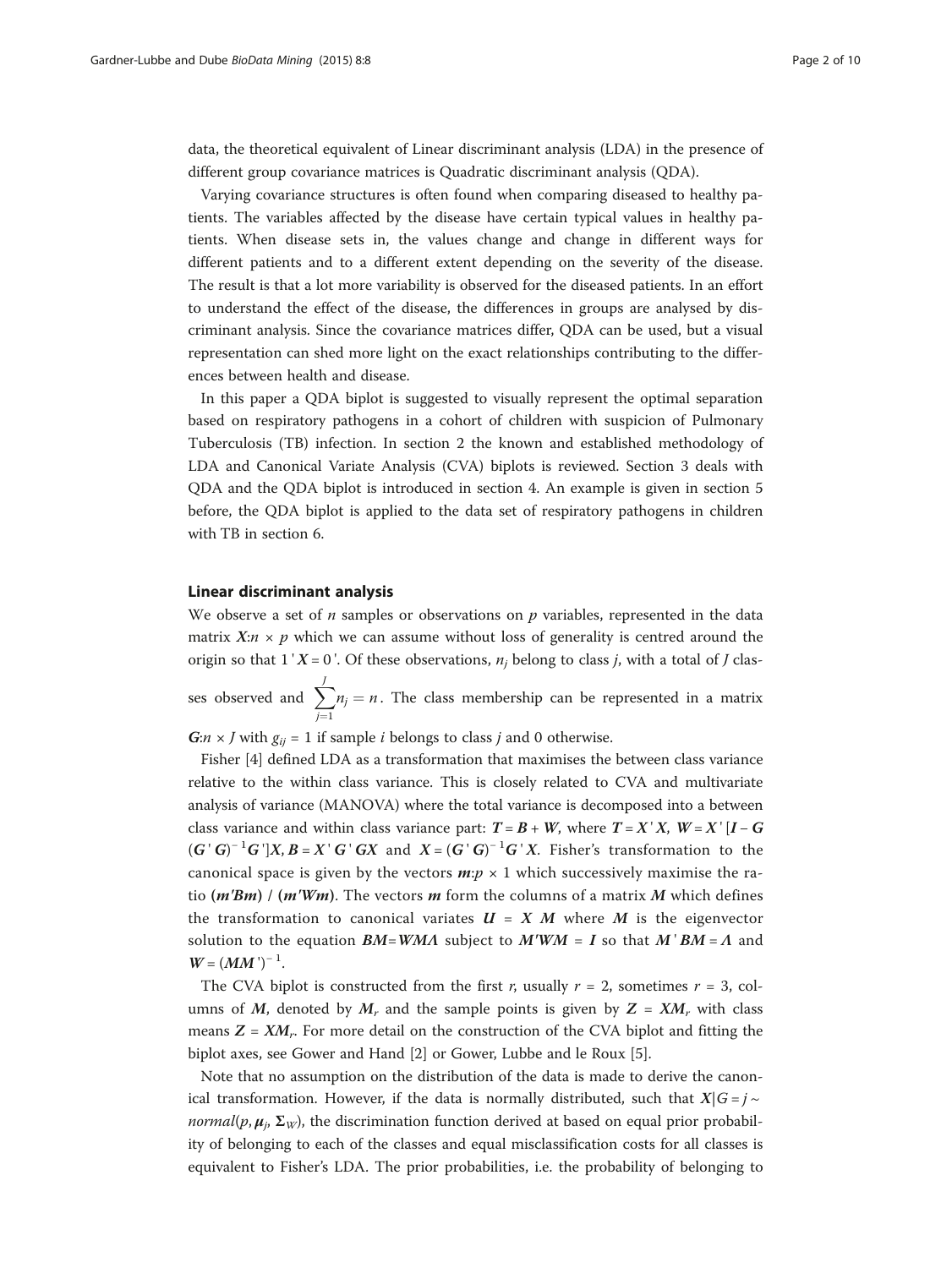data, the theoretical equivalent of Linear discriminant analysis (LDA) in the presence of different group covariance matrices is Quadratic discriminant analysis (QDA).

Varying covariance structures is often found when comparing diseased to healthy patients. The variables affected by the disease have certain typical values in healthy patients. When disease sets in, the values change and change in different ways for different patients and to a different extent depending on the severity of the disease. The result is that a lot more variability is observed for the diseased patients. In an effort to understand the effect of the disease, the differences in groups are analysed by discriminant analysis. Since the covariance matrices differ, QDA can be used, but a visual representation can shed more light on the exact relationships contributing to the differences between health and disease.

In this paper a QDA biplot is suggested to visually represent the optimal separation based on respiratory pathogens in a cohort of children with suspicion of Pulmonary Tuberculosis (TB) infection. In section 2 the known and established methodology of LDA and Canonical Variate Analysis (CVA) biplots is reviewed. Section 3 deals with QDA and the QDA biplot is introduced in section 4. An example is given in section 5 before, the QDA biplot is applied to the data set of respiratory pathogens in children with TB in section 6.

## Linear discriminant analysis

We observe a set of $n$ samples or observations on $p$ variables, represented in the data matrix $\boldsymbol{X}$:$n \times p$ which we can assume without loss of generality is centred around the origin so that $\boldsymbol{1}'\boldsymbol{X} = \boldsymbol{0}'$. Of these observations, $n_j$ belong to class $j$, with a total of $J$ classes observed and $\sum_{j=1}^{J} n_j = n$. The class membership can be represented in a matrix $\boldsymbol{G}$:$n \times J$ with $g_{ij} = 1$ if sample $i$ belongs to class $j$ and 0 otherwise.

Fisher [4] defined LDA as a transformation that maximises the between class variance relative to the within class variance. This is closely related to CVA and multivariate analysis of variance (MANOVA) where the total variance is decomposed into a between class variance and within class variance part: $\boldsymbol{T} = \boldsymbol{B} + \boldsymbol{W}$, where $\boldsymbol{T} = \boldsymbol{X}'\boldsymbol{X}$, $\boldsymbol{W} = \boldsymbol{X}'[\boldsymbol{I} - \boldsymbol{G}(\boldsymbol{G}'\boldsymbol{G})^{-1}\boldsymbol{G}']\boldsymbol{X}$, $\boldsymbol{B} = \bar{\boldsymbol{X}}'\boldsymbol{G}'\boldsymbol{G}\bar{\boldsymbol{X}}$ and $\bar{\boldsymbol{X}} = (\boldsymbol{G}'\boldsymbol{G})^{-1}\boldsymbol{G}'\boldsymbol{X}$. Fisher's transformation to the canonical space is given by the vectors $\boldsymbol{m}$:$p \times 1$ which successively maximise the ratio $(\boldsymbol{m}'\boldsymbol{B}\boldsymbol{m})$ / $(\boldsymbol{m}'\boldsymbol{W}\boldsymbol{m})$. The vectors $\boldsymbol{m}$ form the columns of a matrix $\boldsymbol{M}$ which defines the transformation to canonical variates $\boldsymbol{U} = \boldsymbol{X}\boldsymbol{M}$ where $\boldsymbol{M}$ is the eigenvector solution to the equation $\boldsymbol{B}\boldsymbol{M} = \boldsymbol{W}\boldsymbol{M}\boldsymbol{\Lambda}$ subject to $\boldsymbol{M}'\boldsymbol{W}\boldsymbol{M} = \boldsymbol{I}$ so that $\boldsymbol{M}'\boldsymbol{B}\boldsymbol{M} = \boldsymbol{\Lambda}$ and $\boldsymbol{W} = (\boldsymbol{M}\boldsymbol{M}')^{-1}$.

The CVA biplot is constructed from the first $r$, usually $r = 2$, sometimes $r = 3$, columns of $\boldsymbol{M}$, denoted by $\boldsymbol{M}_r$ and the sample points is given by $\boldsymbol{Z} = \boldsymbol{X}\boldsymbol{M}_r$ with class means $\bar{\boldsymbol{Z}} = \bar{\boldsymbol{X}}\boldsymbol{M}_r$. For more detail on the construction of the CVA biplot and fitting the biplot axes, see Gower and Hand [2] or Gower, Lubbe and le Roux [5].

Note that no assumption on the distribution of the data is made to derive the canonical transformation. However, if the data is normally distributed, such that $\boldsymbol{X}|G = j \sim normal(p, \boldsymbol{\mu}_j, \boldsymbol{\Sigma}_W)$, the discrimination function derived at based on equal prior probability of belonging to each of the classes and equal misclassification costs for all classes is equivalent to Fisher's LDA. The prior probabilities, i.e. the probability of belonging to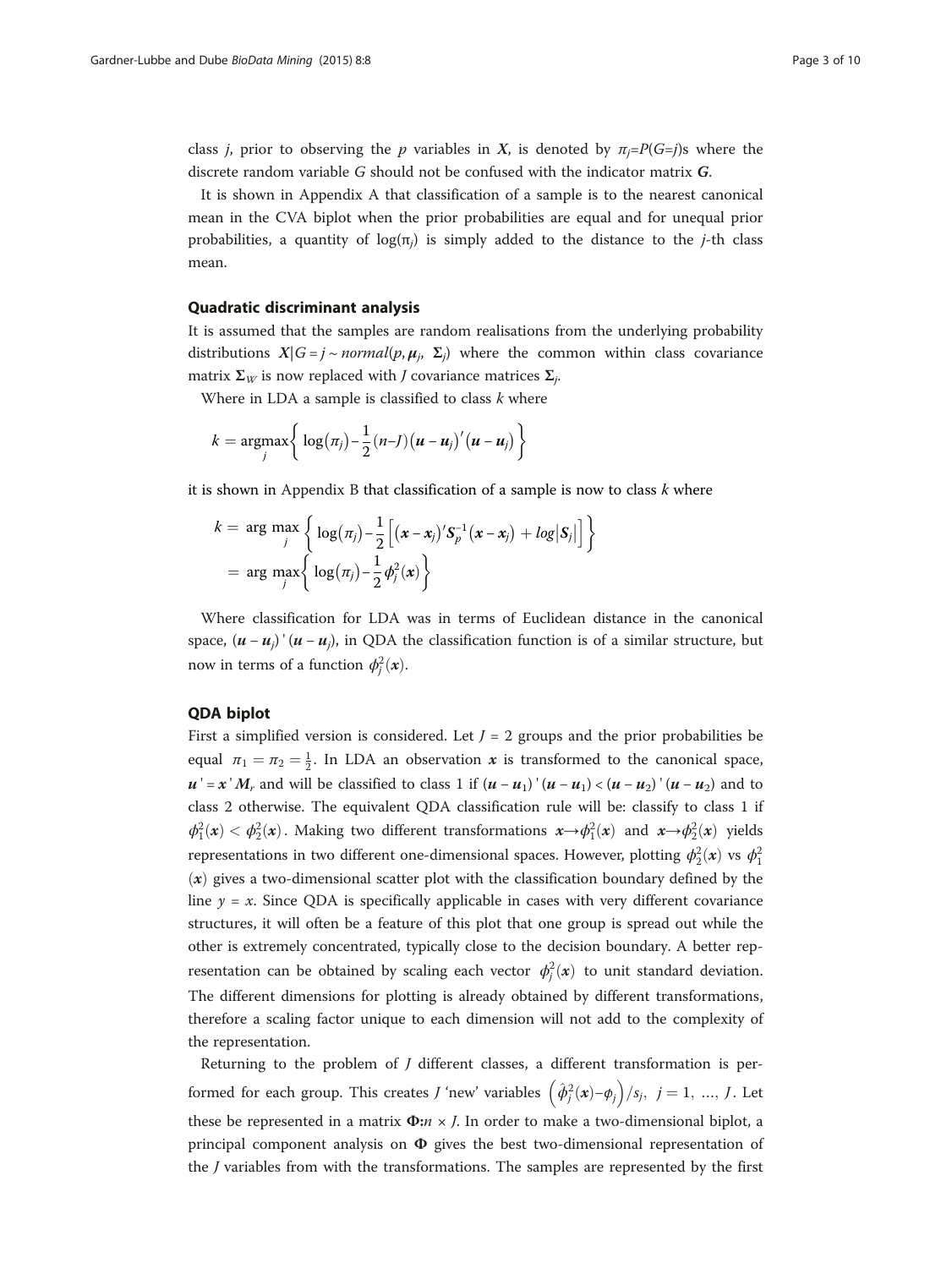class $j$, prior to observing the $p$ variables in $\boldsymbol{X}$, is denoted by $\pi_j = P(G=j)$s where the discrete random variable $G$ should not be confused with the indicator matrix $\boldsymbol{G}$.

It is shown in Appendix A that classification of a sample is to the nearest canonical mean in the CVA biplot when the prior probabilities are equal and for unequal prior probabilities, a quantity of $\log(\pi_j)$ is simply added to the distance to the $j$-th class mean.

### Quadratic discriminant analysis

It is assumed that the samples are random realisations from the underlying probability distributions $X|G=j \sim normal(p, \boldsymbol{\mu}_j, \boldsymbol{\Sigma}_j)$ where the common within class covariance matrix $\boldsymbol{\Sigma}_W$ is now replaced with $J$ covariance matrices $\boldsymbol{\Sigma}_j$.

Where in LDA a sample is classified to class $k$ where

$$k = \underset{j}{\operatorname{argmax}} \left\{ \log(\pi_j) - \frac{1}{2}(n-J)(\boldsymbol{u}-\boldsymbol{u}_j)'(\boldsymbol{u}-\boldsymbol{u}_j) \right\}$$

it is shown in Appendix B that classification of a sample is now to class $k$ where

$$\begin{aligned} k &= \arg\max_j \left\{ \log(\pi_j) - \frac{1}{2}\left[ (\boldsymbol{x}-\boldsymbol{x}_j)'\boldsymbol{S}_p^{-1}(\boldsymbol{x}-\boldsymbol{x}_j) + log|\boldsymbol{S}_j| \right] \right\} \\ &= \arg\max_j \left\{ \log(\pi_j) - \frac{1}{2}\phi_j^2(\boldsymbol{x}) \right\} \end{aligned}$$

Where classification for LDA was in terms of Euclidean distance in the canonical space, $(\boldsymbol{u}-\boldsymbol{u}_j)'(\boldsymbol{u}-\boldsymbol{u}_j)$, in QDA the classification function is of a similar structure, but now in terms of a function $\phi_j^2(\boldsymbol{x})$.

### QDA biplot

First a simplified version is considered. Let $J = 2$ groups and the prior probabilities be equal $\pi_1 = \pi_2 = \frac{1}{2}$. In LDA an observation $\boldsymbol{x}$ is transformed to the canonical space, $\boldsymbol{u}' = \boldsymbol{x}'\boldsymbol{M}_r$ and will be classified to class 1 if $(\boldsymbol{u}-\boldsymbol{u}_1)'(\boldsymbol{u}-\boldsymbol{u}_1) < (\boldsymbol{u}-\boldsymbol{u}_2)'(\boldsymbol{u}-\boldsymbol{u}_2)$ and to class 2 otherwise. The equivalent QDA classification rule will be: classify to class 1 if $\phi_1^2(\boldsymbol{x}) < \phi_2^2(\boldsymbol{x})$. Making two different transformations $\boldsymbol{x} \to \phi_1^2(\boldsymbol{x})$ and $\boldsymbol{x} \to \phi_2^2(\boldsymbol{x})$ yields representations in two different one-dimensional spaces. However, plotting $\phi_2^2(\boldsymbol{x})$ vs $\phi_1^2(\boldsymbol{x})$ gives a two-dimensional scatter plot with the classification boundary defined by the line $y = x$. Since QDA is specifically applicable in cases with very different covariance structures, it will often be a feature of this plot that one group is spread out while the other is extremely concentrated, typically close to the decision boundary. A better representation can be obtained by scaling each vector $\phi_j^2(\boldsymbol{x})$ to unit standard deviation. The different dimensions for plotting is already obtained by different transformations, therefore a scaling factor unique to each dimension will not add to the complexity of the representation.

Returning to the problem of $J$ different classes, a different transformation is performed for each group. This creates $J$ 'new' variables $\left(\hat{\phi}_j^2(\boldsymbol{x}) - \phi_j\right)/s_j,\ j = 1, \ldots, J$. Let these be represented in a matrix $\boldsymbol{\Phi}: n \times J$. In order to make a two-dimensional biplot, a principal component analysis on $\boldsymbol{\Phi}$ gives the best two-dimensional representation of the $J$ variables from with the transformations. The samples are represented by the first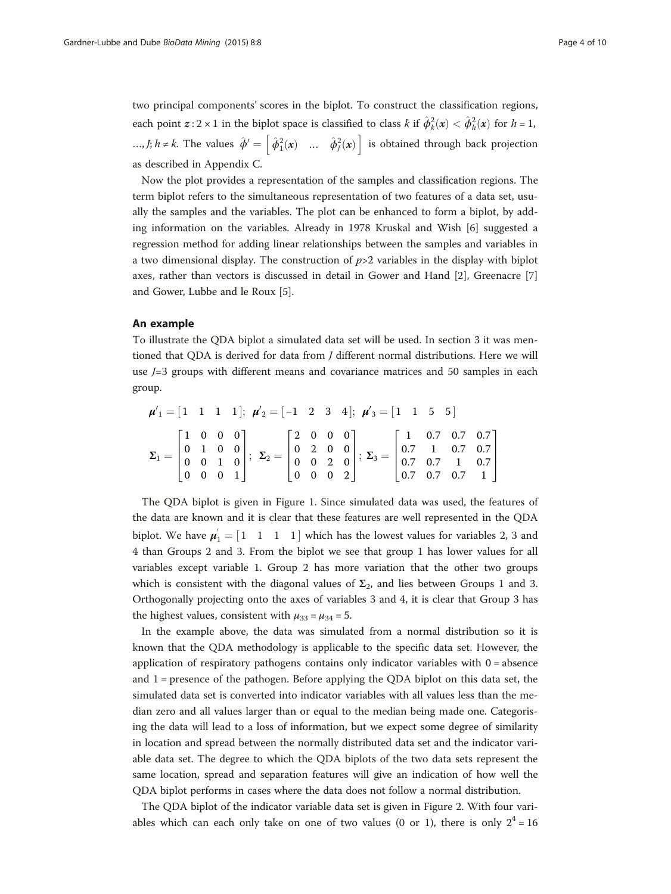two principal components' scores in the biplot. To construct the classification regions, each point $\boldsymbol{z}: 2 \times 1$ in the biplot space is classified to class $k$ if $\hat{\phi}_k^2(\boldsymbol{x}) < \hat{\phi}_h^2(\boldsymbol{x})$ for $h = 1, \ldots, J; h \neq k$. The values $\hat{\phi}' = \left[ \hat{\phi}_1^2(\boldsymbol{x}) \quad \ldots \quad \hat{\phi}_J^2(\boldsymbol{x}) \right]$ is obtained through back projection as described in Appendix C.

Now the plot provides a representation of the samples and classification regions. The term biplot refers to the simultaneous representation of two features of a data set, usually the samples and the variables. The plot can be enhanced to form a biplot, by adding information on the variables. Already in 1978 Kruskal and Wish [6] suggested a regression method for adding linear relationships between the samples and variables in a two dimensional display. The construction of $p$>2 variables in the display with biplot axes, rather than vectors is discussed in detail in Gower and Hand [2], Greenacre [7] and Gower, Lubbe and le Roux [5].

## An example

To illustrate the QDA biplot a simulated data set will be used. In section 3 it was mentioned that QDA is derived for data from $J$ different normal distributions. Here we will use $J$=3 groups with different means and covariance matrices and 50 samples in each group.

$$\boldsymbol{\mu}'_1 = [1 \quad 1 \quad 1 \quad 1]; \; \boldsymbol{\mu}'_2 = [-1 \quad 2 \quad 3 \quad 4]; \; \boldsymbol{\mu}'_3 = [1 \quad 1 \quad 5 \quad 5]$$

$$\boldsymbol{\Sigma}_1 = \begin{bmatrix} 1 & 0 & 0 & 0 \\ 0 & 1 & 0 & 0 \\ 0 & 0 & 1 & 0 \\ 0 & 0 & 0 & 1 \end{bmatrix}; \; \boldsymbol{\Sigma}_2 = \begin{bmatrix} 2 & 0 & 0 & 0 \\ 0 & 2 & 0 & 0 \\ 0 & 0 & 2 & 0 \\ 0 & 0 & 0 & 2 \end{bmatrix}; \; \boldsymbol{\Sigma}_3 = \begin{bmatrix} 1 & 0.7 & 0.7 & 0.7 \\ 0.7 & 1 & 0.7 & 0.7 \\ 0.7 & 0.7 & 1 & 0.7 \\ 0.7 & 0.7 & 0.7 & 1 \end{bmatrix}$$

The QDA biplot is given in Figure 1. Since simulated data was used, the features of the data are known and it is clear that these features are well represented in the QDA biplot. We have $\boldsymbol{\mu}_1' = [1 \quad 1 \quad 1 \quad 1]$ which has the lowest values for variables 2, 3 and 4 than Groups 2 and 3. From the biplot we see that group 1 has lower values for all variables except variable 1. Group 2 has more variation that the other two groups which is consistent with the diagonal values of $\boldsymbol{\Sigma}_2$, and lies between Groups 1 and 3. Orthogonally projecting onto the axes of variables 3 and 4, it is clear that Group 3 has the highest values, consistent with $\mu_{33} = \mu_{34} = 5$.

In the example above, the data was simulated from a normal distribution so it is known that the QDA methodology is applicable to the specific data set. However, the application of respiratory pathogens contains only indicator variables with 0 = absence and 1 = presence of the pathogen. Before applying the QDA biplot on this data set, the simulated data set is converted into indicator variables with all values less than the median zero and all values larger than or equal to the median being made one. Categorising the data will lead to a loss of information, but we expect some degree of similarity in location and spread between the normally distributed data set and the indicator variable data set. The degree to which the QDA biplots of the two data sets represent the same location, spread and separation features will give an indication of how well the QDA biplot performs in cases where the data does not follow a normal distribution.

The QDA biplot of the indicator variable data set is given in Figure 2. With four variables which can each only take on one of two values (0 or 1), there is only $2^4 = 16$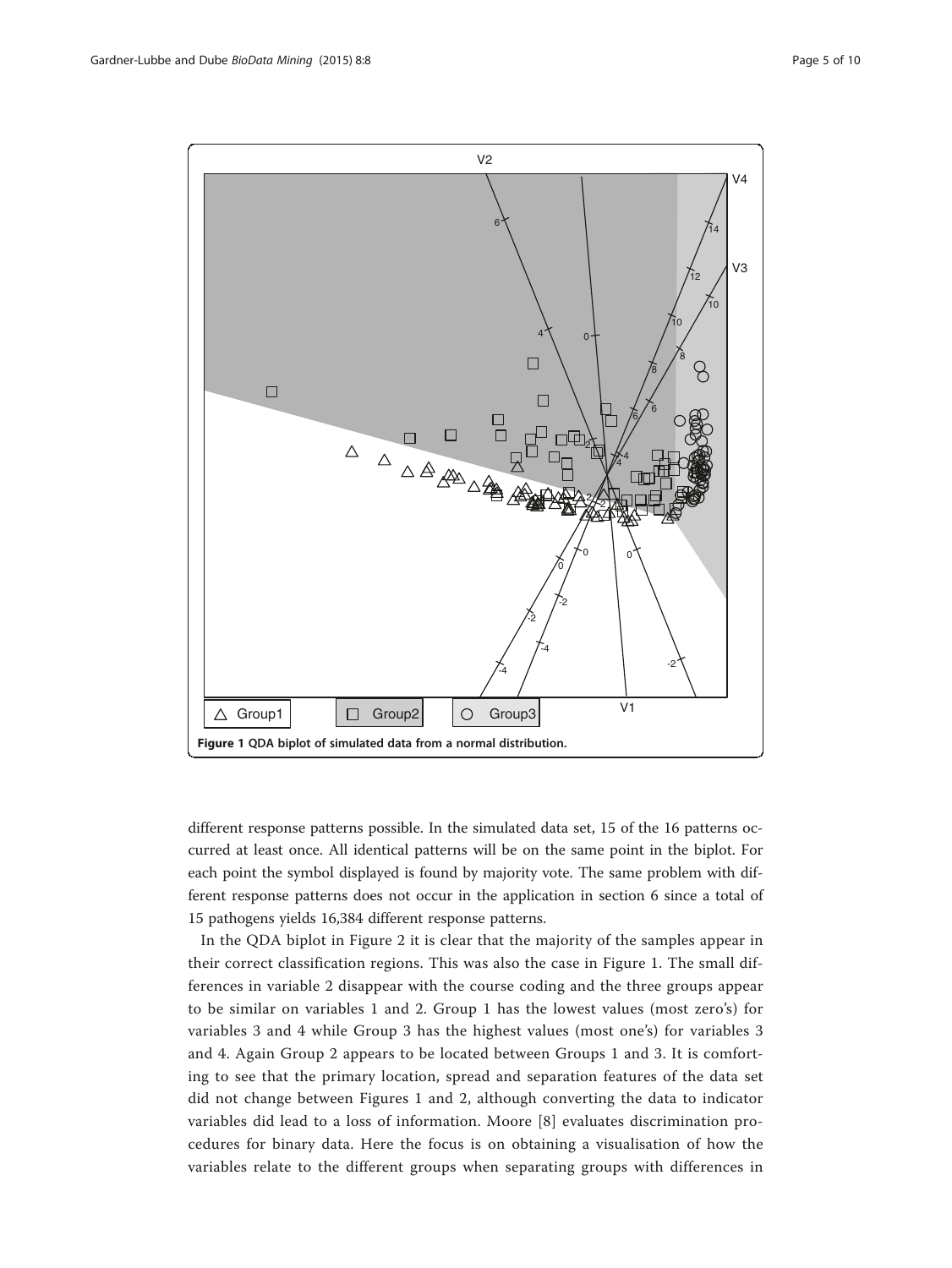Figure 1 QDA biplot of simulated data from a normal distribution.

different response patterns possible. In the simulated data set, 15 of the 16 patterns occurred at least once. All identical patterns will be on the same point in the biplot. For each point the symbol displayed is found by majority vote. The same problem with different response patterns does not occur in the application in section 6 since a total of 15 pathogens yields 16,384 different response patterns.

In the QDA biplot in Figure 2 it is clear that the majority of the samples appear in their correct classification regions. This was also the case in Figure 1. The small differences in variable 2 disappear with the course coding and the three groups appear to be similar on variables 1 and 2. Group 1 has the lowest values (most zero's) for variables 3 and 4 while Group 3 has the highest values (most one's) for variables 3 and 4. Again Group 2 appears to be located between Groups 1 and 3. It is comforting to see that the primary location, spread and separation features of the data set did not change between Figures 1 and 2, although converting the data to indicator variables did lead to a loss of information. Moore [8] evaluates discrimination procedures for binary data. Here the focus is on obtaining a visualisation of how the variables relate to the different groups when separating groups with differences in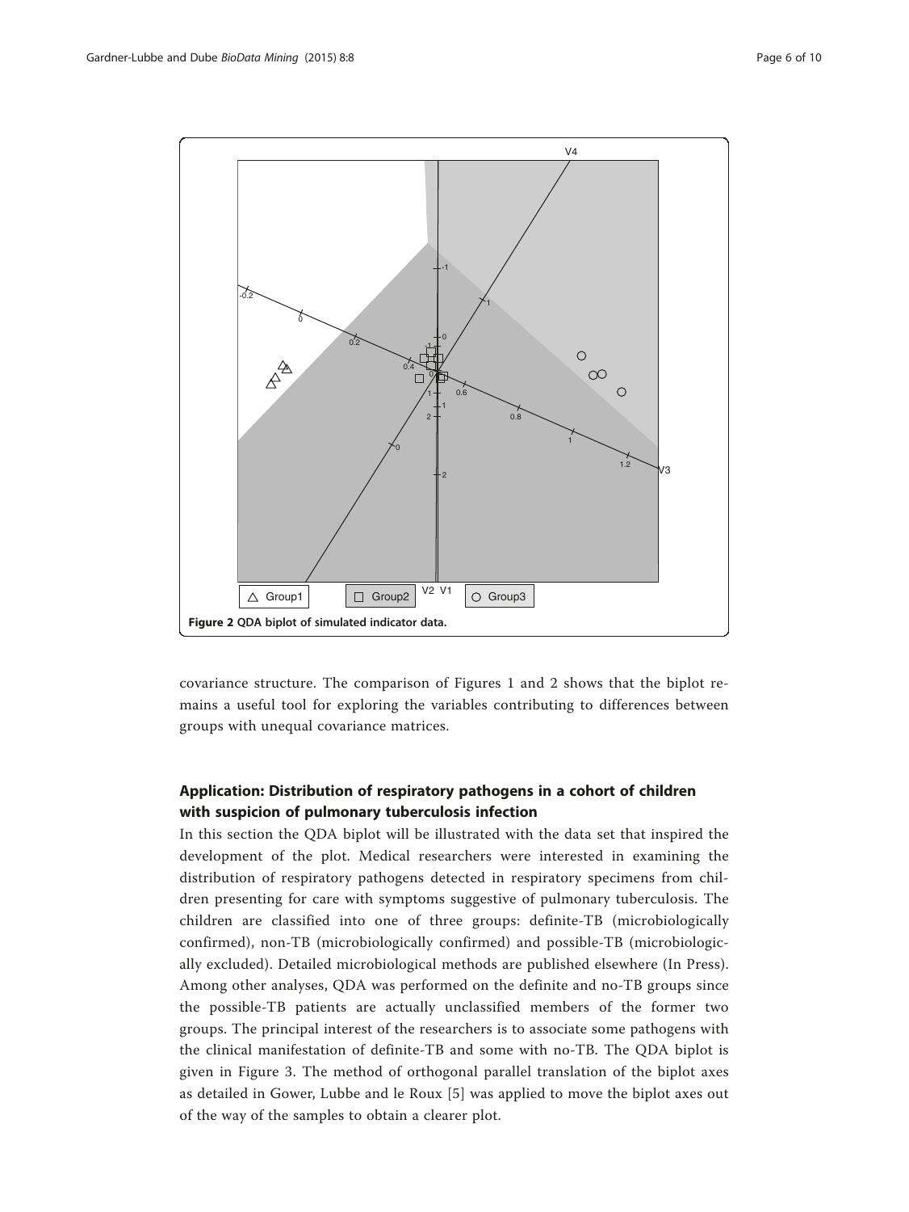**Figure 2** QDA biplot of simulated indicator data.

covariance structure. The comparison of Figures 1 and 2 shows that the biplot remains a useful tool for exploring the variables contributing to differences between groups with unequal covariance matrices.

## Application: Distribution of respiratory pathogens in a cohort of children with suspicion of pulmonary tuberculosis infection

In this section the QDA biplot will be illustrated with the data set that inspired the development of the plot. Medical researchers were interested in examining the distribution of respiratory pathogens detected in respiratory specimens from children presenting for care with symptoms suggestive of pulmonary tuberculosis. The children are classified into one of three groups: definite-TB (microbiologically confirmed), non-TB (microbiologically confirmed) and possible-TB (microbiologically excluded). Detailed microbiological methods are published elsewhere (In Press). Among other analyses, QDA was performed on the definite and no-TB groups since the possible-TB patients are actually unclassified members of the former two groups. The principal interest of the researchers is to associate some pathogens with the clinical manifestation of definite-TB and some with no-TB. The QDA biplot is given in Figure 3. The method of orthogonal parallel translation of the biplot axes as detailed in Gower, Lubbe and le Roux [5] was applied to move the biplot axes out of the way of the samples to obtain a clearer plot.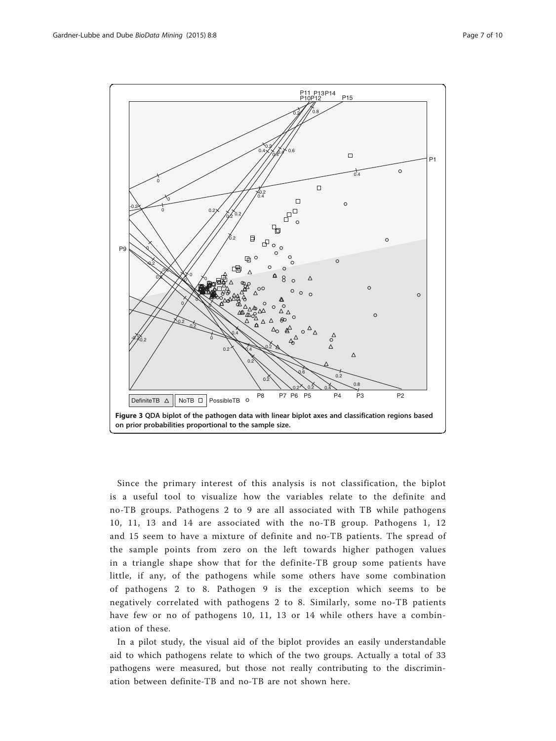**Figure 3 QDA biplot of the pathogen data with linear biplot axes and classification regions based on prior probabilities proportional to the sample size.**

Since the primary interest of this analysis is not classification, the biplot is a useful tool to visualize how the variables relate to the definite and no-TB groups. Pathogens 2 to 9 are all associated with TB while pathogens 10, 11, 13 and 14 are associated with the no-TB group. Pathogens 1, 12 and 15 seem to have a mixture of definite and no-TB patients. The spread of the sample points from zero on the left towards higher pathogen values in a triangle shape show that for the definite-TB group some patients have little, if any, of the pathogens while some others have some combination of pathogens 2 to 8. Pathogen 9 is the exception which seems to be negatively correlated with pathogens 2 to 8. Similarly, some no-TB patients have few or no of pathogens 10, 11, 13 or 14 while others have a combination of these.

In a pilot study, the visual aid of the biplot provides an easily understandable aid to which pathogens relate to which of the two groups. Actually a total of 33 pathogens were measured, but those not really contributing to the discrimination between definite-TB and no-TB are not shown here.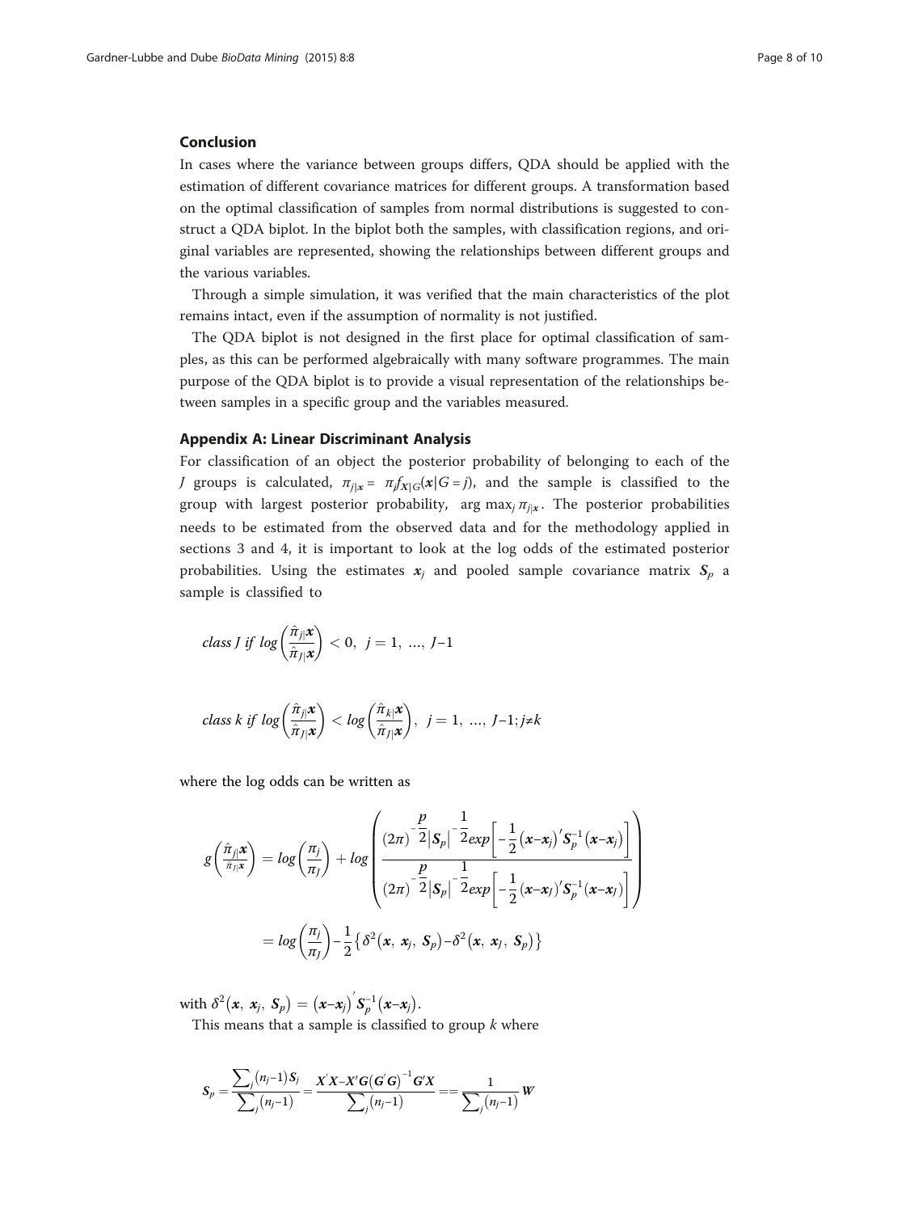## Conclusion

In cases where the variance between groups differs, QDA should be applied with the estimation of different covariance matrices for different groups. A transformation based on the optimal classification of samples from normal distributions is suggested to construct a QDA biplot. In the biplot both the samples, with classification regions, and original variables are represented, showing the relationships between different groups and the various variables.

Through a simple simulation, it was verified that the main characteristics of the plot remains intact, even if the assumption of normality is not justified.

The QDA biplot is not designed in the first place for optimal classification of samples, as this can be performed algebraically with many software programmes. The main purpose of the QDA biplot is to provide a visual representation of the relationships between samples in a specific group and the variables measured.

## Appendix A: Linear Discriminant Analysis

For classification of an object the posterior probability of belonging to each of the $J$ groups is calculated, $\pi_{j|\boldsymbol{x}} = \pi_j f_{X|G}(\boldsymbol{x}|G=j)$, and the sample is classified to the group with largest posterior probability, $\arg\max_j \pi_{j|\boldsymbol{x}}$. The posterior probabilities needs to be estimated from the observed data and for the methodology applied in sections 3 and 4, it is important to look at the log odds of the estimated posterior probabilities. Using the estimates $\boldsymbol{x}_j$ and pooled sample covariance matrix $\boldsymbol{S}_p$ a sample is classified to

$$class\ J\ if\ log\left(\frac{\hat{\pi}_{j|}\boldsymbol{x}}{\hat{\pi}_{J|}\boldsymbol{x}}\right) < 0,\ \ j = 1,\ \ldots,\ J\text{–}1$$

$$class\ k\ if\ log\left(\frac{\hat{\pi}_{j|}\boldsymbol{x}}{\hat{\pi}_{J|}\boldsymbol{x}}\right) < log\left(\frac{\hat{\pi}_{k|}\boldsymbol{x}}{\hat{\pi}_{J|}\boldsymbol{x}}\right),\ \ j = 1,\ \ldots,\ J\text{–}1; j \neq k$$

where the log odds can be written as

$$g\left(\frac{\hat{\pi}_{j|}\boldsymbol{x}}{\hat{\pi}_{J|}\boldsymbol{x}}\right) = log\left(\frac{\pi_j}{\pi_J}\right) + log\left(\frac{(2\pi)^{-\frac{p}{2}}|\boldsymbol{S}_p|^{-\frac{1}{2}}exp\left[-\frac{1}{2}(\boldsymbol{x}-\boldsymbol{x}_j)'\boldsymbol{S}_p^{-1}(\boldsymbol{x}-\boldsymbol{x}_j)\right]}{(2\pi)^{-\frac{p}{2}}|\boldsymbol{S}_p|^{-\frac{1}{2}}exp\left[-\frac{1}{2}(\boldsymbol{x}-\boldsymbol{x}_J)'\boldsymbol{S}_p^{-1}(\boldsymbol{x}-\boldsymbol{x}_J)\right]}\right)$$

$$= log\left(\frac{\pi_j}{\pi_J}\right) - \frac{1}{2}\left\{\delta^2(\boldsymbol{x},\ \boldsymbol{x}_j,\ \boldsymbol{S}_p) - \delta^2(\boldsymbol{x},\ \boldsymbol{x}_J,\ \boldsymbol{S}_p)\right\}$$

with $\delta^2(\boldsymbol{x},\ \boldsymbol{x}_j,\ \boldsymbol{S}_p) = (\boldsymbol{x}-\boldsymbol{x}_j)'\boldsymbol{S}_p^{-1}(\boldsymbol{x}-\boldsymbol{x}_j)$.

This means that a sample is classified to group $k$ where

$$\boldsymbol{S}_p = \frac{\sum_j (n_j-1)\boldsymbol{S}_j}{\sum_j (n_j-1)} = \frac{\boldsymbol{X}'\boldsymbol{X} - \boldsymbol{X}'\boldsymbol{G}(\boldsymbol{G}'\boldsymbol{G})^{-1}\boldsymbol{G}'\boldsymbol{X}}{\sum_j (n_j-1)} == \frac{1}{\sum_j (n_j-1)}\boldsymbol{W}$$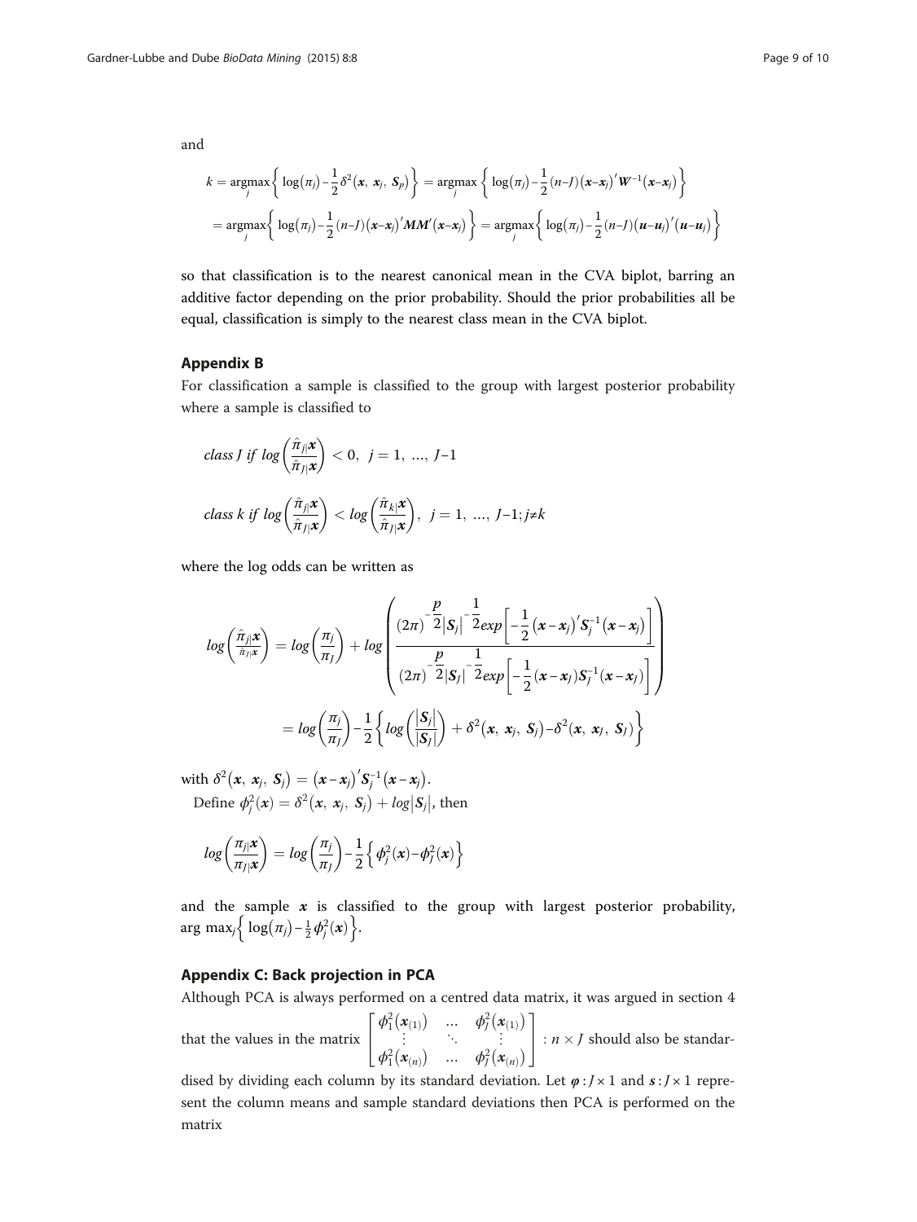and

$$k = \underset{j}{\operatorname{argmax}}\left\{ \log(\pi_j) - \frac{1}{2}\delta^2(\boldsymbol{x}, \boldsymbol{x}_j, \boldsymbol{S}_p) \right\} = \underset{j}{\operatorname{argmax}}\left\{ \log(\pi_j) - \frac{1}{2}(n-J)(\boldsymbol{x}-\boldsymbol{x}_j)'\boldsymbol{W}^{-1}(\boldsymbol{x}-\boldsymbol{x}_j) \right\}$$

$$= \underset{j}{\operatorname{argmax}}\left\{ \log(\pi_j) - \frac{1}{2}(n-J)(\boldsymbol{x}-\boldsymbol{x}_j)'\boldsymbol{M}\boldsymbol{M}'(\boldsymbol{x}-\boldsymbol{x}_j) \right\} = \underset{j}{\operatorname{argmax}}\left\{ \log(\pi_j) - \frac{1}{2}(n-J)(\boldsymbol{u}-\boldsymbol{u}_j)'(\boldsymbol{u}-\boldsymbol{u}_j) \right\}$$

so that classification is to the nearest canonical mean in the CVA biplot, barring an additive factor depending on the prior probability. Should the prior probabilities all be equal, classification is simply to the nearest class mean in the CVA biplot.

## Appendix B

For classification a sample is classified to the group with largest posterior probability where a sample is classified to

$$\textit{class } J \textit{ if } \log\left(\frac{\hat{\pi}_{j|}\boldsymbol{x}}{\hat{\pi}_{J|}\boldsymbol{x}}\right) < 0, \; j = 1, \; \ldots, \; J-1$$

$$\textit{class } k \textit{ if } \log\left(\frac{\hat{\pi}_{j|}\boldsymbol{x}}{\hat{\pi}_{J|}\boldsymbol{x}}\right) < \log\left(\frac{\hat{\pi}_{k|}\boldsymbol{x}}{\hat{\pi}_{J|}\boldsymbol{x}}\right), \; j = 1, \; \ldots, \; J-1; j \neq k$$

where the log odds can be written as

$$\log\left(\frac{\hat{\pi}_{j|}\boldsymbol{x}}{\hat{\pi}_{J|}\boldsymbol{x}}\right) = \log\left(\frac{\pi_j}{\pi_J}\right) + \log\left(\frac{(2\pi)^{-\frac{p}{2}}|\boldsymbol{S}_j|^{-\frac{1}{2}} exp\left[-\frac{1}{2}(\boldsymbol{x}-\boldsymbol{x}_j)'\boldsymbol{S}_j^{-1}(\boldsymbol{x}-\boldsymbol{x}_j)\right]}{(2\pi)^{-\frac{p}{2}}|\boldsymbol{S}_J|^{-\frac{1}{2}} exp\left[-\frac{1}{2}(\boldsymbol{x}-\boldsymbol{x}_J)\boldsymbol{S}_J^{-1}(\boldsymbol{x}-\boldsymbol{x}_J)\right]}\right)$$

$$= \log\left(\frac{\pi_j}{\pi_J}\right) - \frac{1}{2}\left\{ \log\left(\frac{|\boldsymbol{S}_j|}{|\boldsymbol{S}_J|}\right) + \delta^2(\boldsymbol{x}, \boldsymbol{x}_j, \boldsymbol{S}_j) - \delta^2(\boldsymbol{x}, \boldsymbol{x}_J, \boldsymbol{S}_J) \right\}$$

with $\delta^2(\boldsymbol{x}, \boldsymbol{x}_j, \boldsymbol{S}_j) = (\boldsymbol{x}-\boldsymbol{x}_j)'\boldsymbol{S}_j^{-1}(\boldsymbol{x}-\boldsymbol{x}_j)$.

Define $\phi_j^2(\boldsymbol{x}) = \delta^2(\boldsymbol{x}, \boldsymbol{x}_j, \boldsymbol{S}_j) + \log|\boldsymbol{S}_j|$, then

$$\log\left(\frac{\pi_{j|}\boldsymbol{x}}{\pi_{J|}\boldsymbol{x}}\right) = \log\left(\frac{\pi_j}{\pi_J}\right) - \frac{1}{2}\left\{ \phi_j^2(\boldsymbol{x}) - \phi_J^2(\boldsymbol{x}) \right\}$$

and the sample $\boldsymbol{x}$ is classified to the group with largest posterior probability, $\arg\max_j\left\{ \log(\pi_j) - \frac{1}{2}\phi_j^2(\boldsymbol{x}) \right\}$.

## Appendix C: Back projection in PCA

Although PCA is always performed on a centred data matrix, it was argued in section 4 that the values in the matrix $\begin{bmatrix} \phi_1^2(\boldsymbol{x}_{(1)}) & \ldots & \phi_J^2(\boldsymbol{x}_{(1)}) \\ \vdots & \ddots & \vdots \\ \phi_1^2(\boldsymbol{x}_{(n)}) & \ldots & \phi_J^2(\boldsymbol{x}_{(n)}) \end{bmatrix} : n \times J$ should also be standardised by dividing each column by its standard deviation. Let $\boldsymbol{\varphi} : J \times 1$ and $\boldsymbol{s} : J \times 1$ represent the column means and sample standard deviations then PCA is performed on the matrix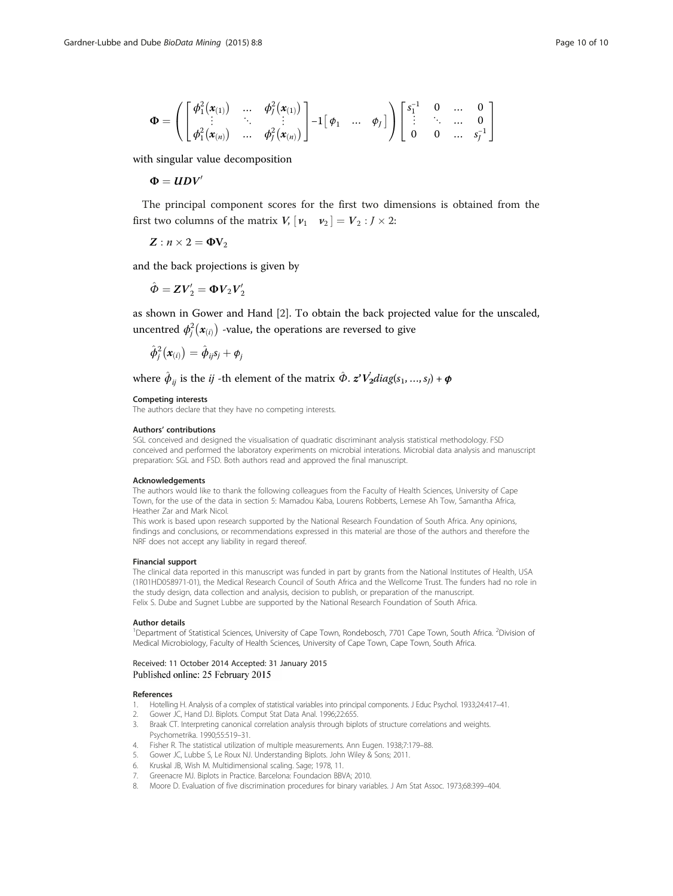$$\boldsymbol{\Phi} = \left( \begin{bmatrix} \phi_1^2(\boldsymbol{x}_{(1)}) & \dots & \phi_J^2(\boldsymbol{x}_{(1)}) \\ \vdots & \ddots & \vdots \\ \phi_1^2(\boldsymbol{x}_{(n)}) & \dots & \phi_J^2(\boldsymbol{x}_{(n)}) \end{bmatrix} - 1 \begin{bmatrix} \phi_1 & \dots & \phi_J \end{bmatrix} \right) \begin{bmatrix} s_1^{-1} & 0 & \dots & 0 \\ \vdots & \ddots & \dots & 0 \\ 0 & 0 & \dots & s_J^{-1} \end{bmatrix}$$

with singular value decomposition

$$\boldsymbol{\Phi} = \boldsymbol{UDV}'$$

The principal component scores for the first two dimensions is obtained from the first two columns of the matrix $\boldsymbol{V}$, $[\boldsymbol{v}_1 \quad \boldsymbol{v}_2] = \boldsymbol{V}_2 : J \times 2$:

$$\boldsymbol{Z} : n \times 2 = \boldsymbol{\Phi} \mathbf{V}_2$$

and the back projections is given by

$$\hat{\Phi} = \boldsymbol{Z}\boldsymbol{V}_2' = \boldsymbol{\Phi}\boldsymbol{V}_2\boldsymbol{V}_2'$$

as shown in Gower and Hand [2]. To obtain the back projected value for the unscaled, uncentred $\phi_j^2(\boldsymbol{x}_{(i)})$ -value, the operations are reversed to give

$$\hat{\phi}_j^2(\boldsymbol{x}_{(i)}) = \hat{\phi}_{ij} s_j + \phi_j$$

where $\hat{\phi}_{ij}$ is the $ij$ -th element of the matrix $\hat{\Phi}$. $\boldsymbol{z}'\boldsymbol{V}_2' diag(s_1, \dots, s_J) + \boldsymbol{\phi}$

#### Competing interests

The authors declare that they have no competing interests.

#### Authors' contributions

SGL conceived and designed the visualisation of quadratic discriminant analysis statistical methodology. FSD conceived and performed the laboratory experiments on microbial interations. Microbial data analysis and manuscript preparation: SGL and FSD. Both authors read and approved the final manuscript.

#### Acknowledgements

The authors would like to thank the following colleagues from the Faculty of Health Sciences, University of Cape Town, for the use of the data in section 5: Mamadou Kaba, Lourens Robberts, Lemese Ah Tow, Samantha Africa, Heather Zar and Mark Nicol.

This work is based upon research supported by the National Research Foundation of South Africa. Any opinions, findings and conclusions, or recommendations expressed in this material are those of the authors and therefore the NRF does not accept any liability in regard thereof.

#### Financial support

The clinical data reported in this manuscript was funded in part by grants from the National Institutes of Health, USA (1R01HD058971-01), the Medical Research Council of South Africa and the Wellcome Trust. The funders had no role in the study design, data collection and analysis, decision to publish, or preparation of the manuscript.

Felix S. Dube and Sugnet Lubbe are supported by the National Research Foundation of South Africa.

#### Author details

[1]Department of Statistical Sciences, University of Cape Town, Rondebosch, 7701 Cape Town, South Africa. [2]Division of Medical Microbiology, Faculty of Health Sciences, University of Cape Town, Cape Town, South Africa.

Received: 11 October 2014 Accepted: 31 January 2015
Published online: 25 February 2015

#### References

1. Hotelling H. Analysis of a complex of statistical variables into principal components. J Educ Psychol. 1933;24:417–41.
2. Gower JC, Hand DJ. Biplots. Comput Stat Data Anal. 1996;22:655.
3. Braak CT. Interpreting canonical correlation analysis through biplots of structure correlations and weights. Psychometrika. 1990;55:519–31.
4. Fisher R. The statistical utilization of multiple measurements. Ann Eugen. 1938;7:179–88.
5. Gower JC, Lubbe S, Le Roux NJ. Understanding Biplots. John Wiley & Sons; 2011.
6. Kruskal JB, Wish M. Multidimensional scaling. Sage; 1978, 11.
7. Greenacre MJ. Biplots in Practice. Barcelona: Foundacion BBVA; 2010.
8. Moore D. Evaluation of five discrimination procedures for binary variables. J Am Stat Assoc. 1973;68:399–404.